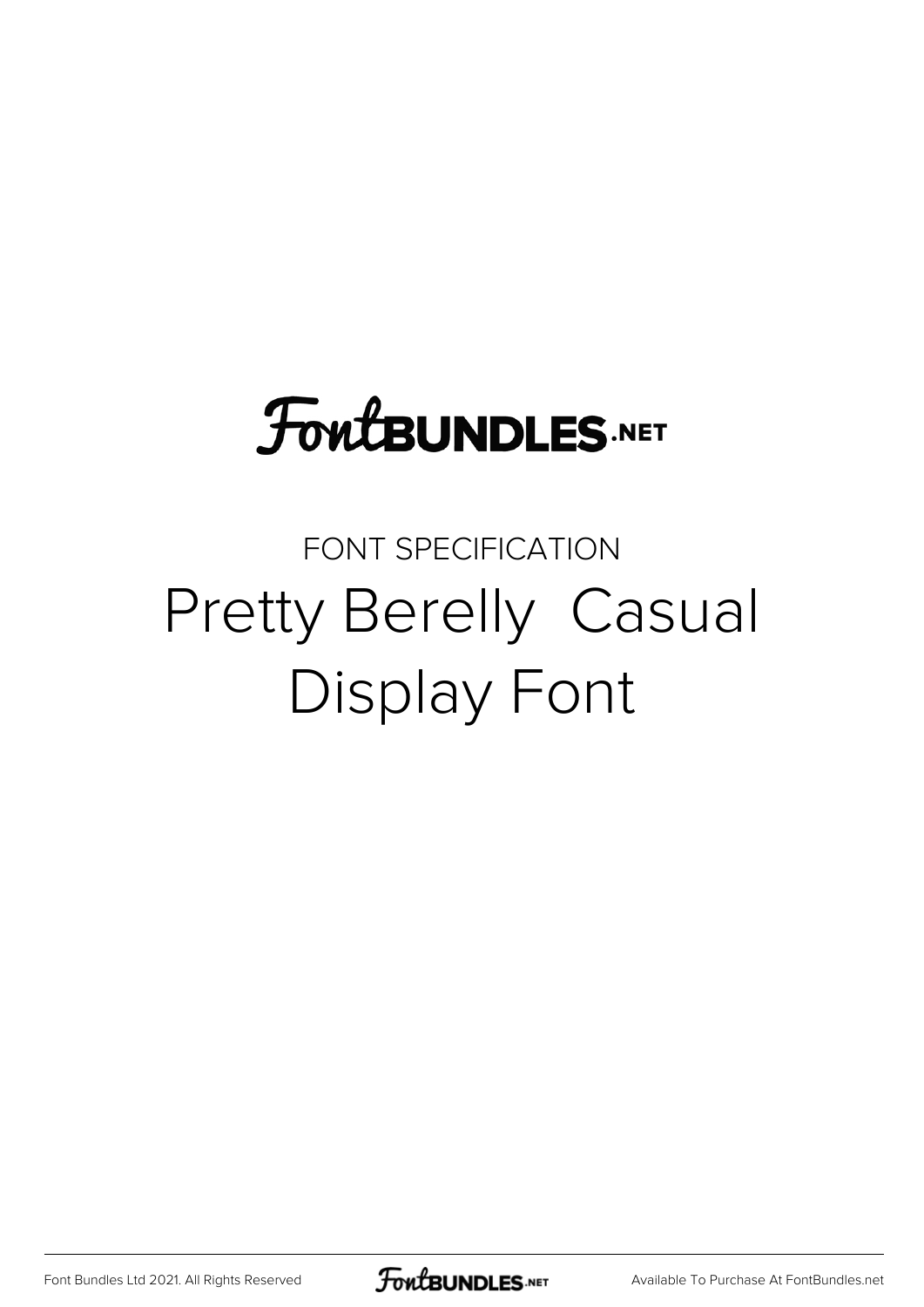FontBUNDLES.NET

FONT SPECIFICATION

# Pretty Berelly  Casual Display Font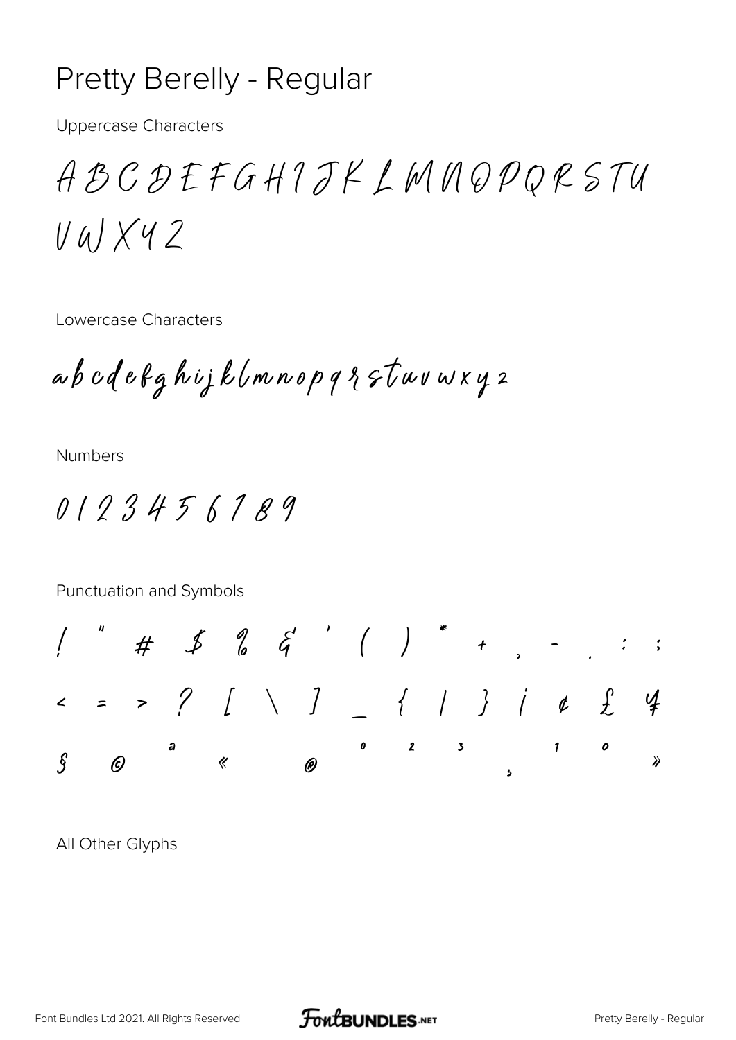# Pretty Berelly - Regular

Uppercase Characters

A B C D E F G H I J K L M N O P Q R S T U V W X Y Z

Lowercase Characters

a b c d e f g h i j k l m n o p q r s t u v w x y z

Numbers

0 1 2 3 4 5 6 7 8 9

Punctuation and Symbols

! " # $ % & ' ( ) * + , - . : ;

< = > ? [ \ ] _ { | } ¡ ¢ £ ¥

§ © ª « ® ° ² ³ ¸ ¹ º »

All Other Glyphs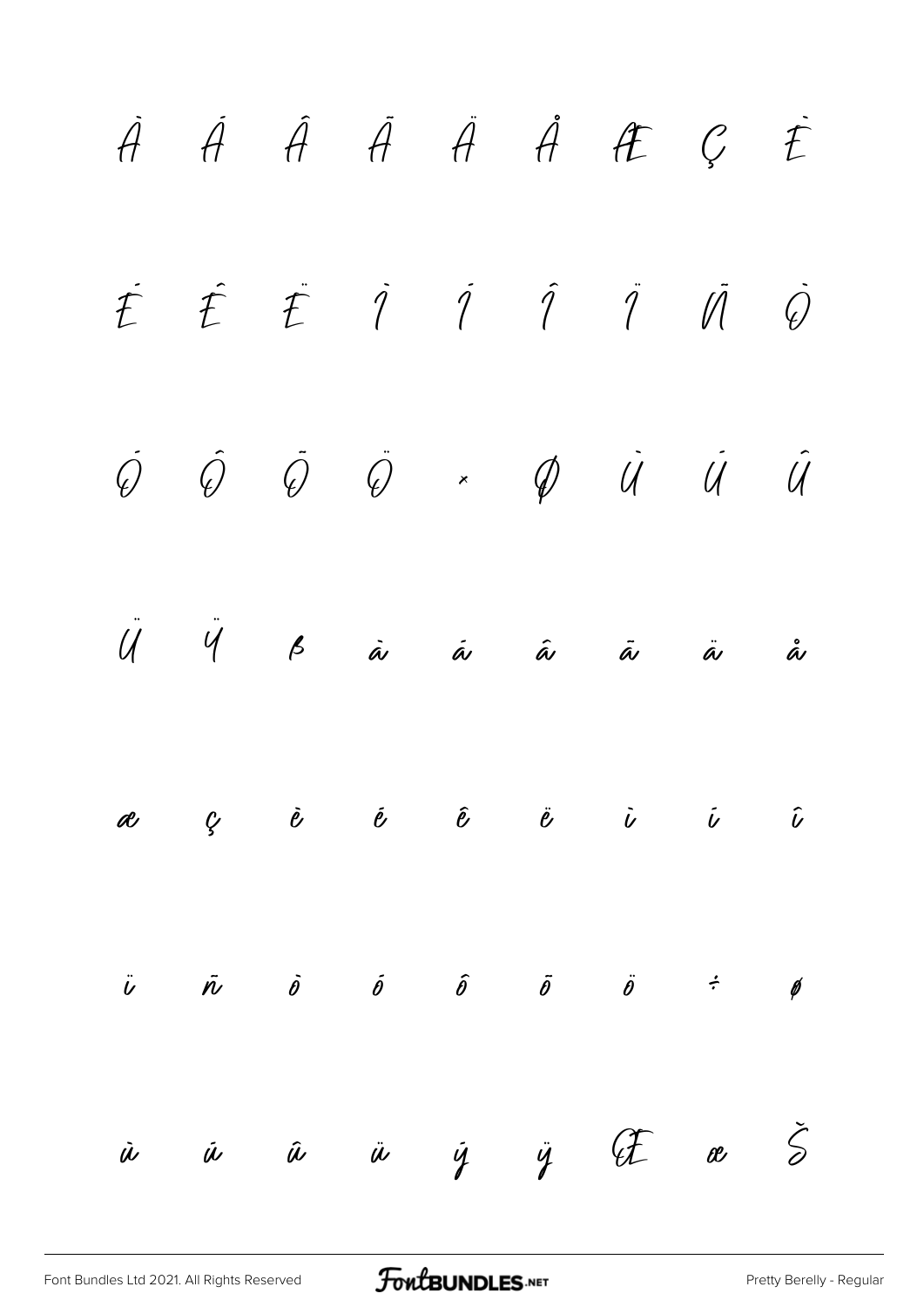À Á Â Ã Ä Å Æ Ç È

É Ê Ë Ì Í Î Ï Ñ Ò

Ó Ô Õ Ö × Ø Ù Ú Û

Ü Ý ß à á â ã ä å

æ ç è é ê ë ì í î

ï ñ ò ó ô õ ö ÷ ø

ù ú û ü ý ÿ Œ œ Š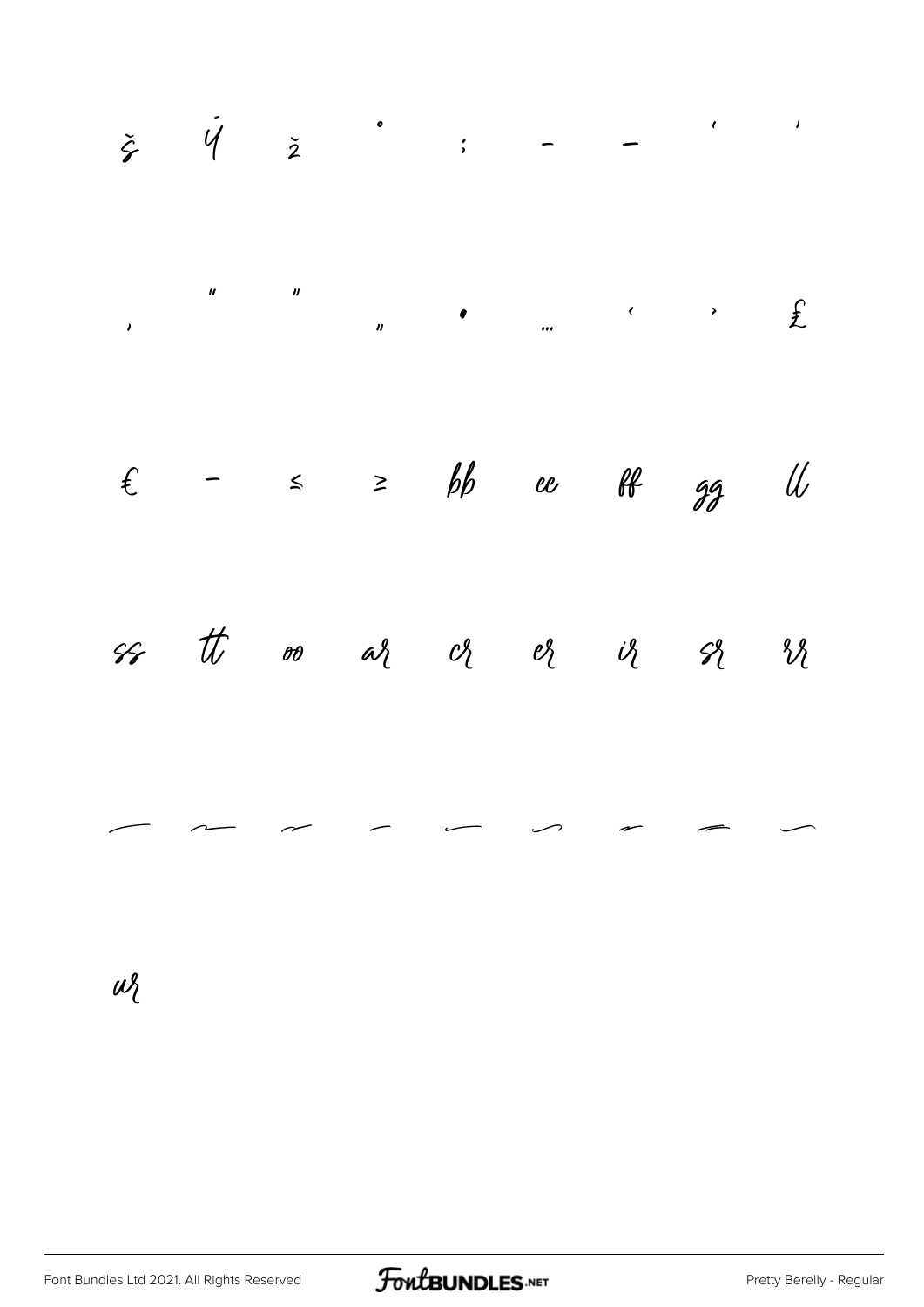ŝ ŷ ž ˚ ; – — ' '

‚ " " „ • … ‹ › ₤

€ − ≤ ≥ bb ee ff gg ll

ss tt oo ar cr er ir sr rr

ur